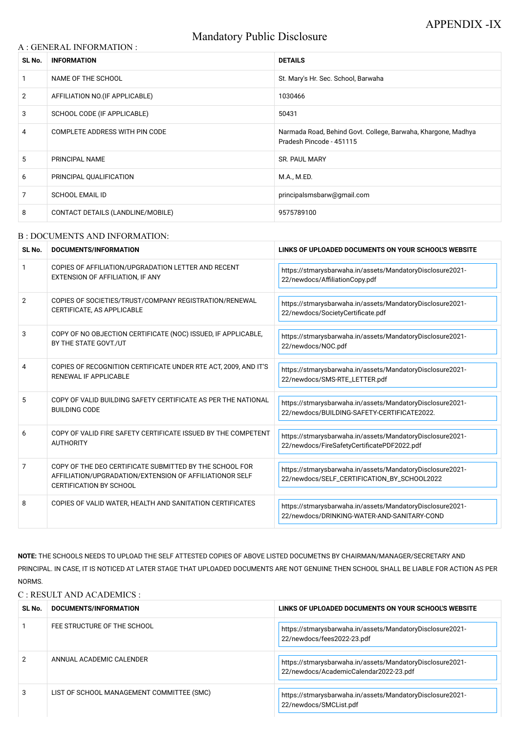APPENDIX -IX

# Mandatory Public Disclosure

## A : GENERAL INFORMATION :

| SL No. | INFORMATION | DETAILS |
| --- | --- | --- |
| 1 | NAME OF THE SCHOOL | St. Mary's Hr. Sec. School, Barwaha |
| 2 | AFFILIATION NO.(IF APPLICABLE) | 1030466 |
| 3 | SCHOOL CODE (IF APPLICABLE) | 50431 |
| 4 | COMPLETE ADDRESS WITH PIN CODE | Narmada Road, Behind Govt. College, Barwaha, Khargone, Madhya Pradesh Pincode - 451115 |
| 5 | PRINCIPAL NAME | SR. PAUL MARY |
| 6 | PRINCIPAL QUALIFICATION | M.A., M.ED. |
| 7 | SCHOOL EMAIL ID | principalsmsbarw@gmail.com |
| 8 | CONTACT DETAILS (LANDLINE/MOBILE) | 9575789100 |

## B : DOCUMENTS AND INFORMATION:

| SL No. | DOCUMENTS/INFORMATION | LINKS OF UPLOADED DOCUMENTS ON YOUR SCHOOL'S WEBSITE |
| --- | --- | --- |
| 1 | COPIES OF AFFILIATION/UPGRADATION LETTER AND RECENT EXTENSION OF AFFILIATION, IF ANY | https://stmarysbarwaha.in/assets/MandatoryDisclosure2021-22/newdocs/AffiliationCopy.pdf |
| 2 | COPIES OF SOCIETIES/TRUST/COMPANY REGISTRATION/RENEWAL CERTIFICATE, AS APPLICABLE | https://stmarysbarwaha.in/assets/MandatoryDisclosure2021-22/newdocs/SocietyCertificate.pdf |
| 3 | COPY OF NO OBJECTION CERTIFICATE (NOC) ISSUED, IF APPLICABLE, BY THE STATE GOVT./UT | https://stmarysbarwaha.in/assets/MandatoryDisclosure2021-22/newdocs/NOC.pdf |
| 4 | COPIES OF RECOGNITION CERTIFICATE UNDER RTE ACT, 2009, AND IT'S RENEWAL IF APPLICABLE | https://stmarysbarwaha.in/assets/MandatoryDisclosure2021-22/newdocs/SMS-RTE_LETTER.pdf |
| 5 | COPY OF VALID BUILDING SAFETY CERTIFICATE AS PER THE NATIONAL BUILDING CODE | https://stmarysbarwaha.in/assets/MandatoryDisclosure2021-22/newdocs/BUILDING-SAFETY-CERTIFICATE2022. |
| 6 | COPY OF VALID FIRE SAFETY CERTIFICATE ISSUED BY THE COMPETENT AUTHORITY | https://stmarysbarwaha.in/assets/MandatoryDisclosure2021-22/newdocs/FireSafetyCertificatePDF2022.pdf |
| 7 | COPY OF THE DEO CERTIFICATE SUBMITTED BY THE SCHOOL FOR AFFILIATION/UPGRADATION/EXTENSION OF AFFILIATIONOR SELF CERTIFICATION BY SCHOOL | https://stmarysbarwaha.in/assets/MandatoryDisclosure2021-22/newdocs/SELF_CERTIFICATION_BY_SCHOOL2022 |
| 8 | COPIES OF VALID WATER, HEALTH AND SANITATION CERTIFICATES | https://stmarysbarwaha.in/assets/MandatoryDisclosure2021-22/newdocs/DRINKING-WATER-AND-SANITARY-COND |

**NOTE:** THE SCHOOLS NEEDS TO UPLOAD THE SELF ATTESTED COPIES OF ABOVE LISTED DOCUMETNS BY CHAIRMAN/MANAGER/SECRETARY AND PRINCIPAL. IN CASE, IT IS NOTICED AT LATER STAGE THAT UPLOADED DOCUMENTS ARE NOT GENUINE THEN SCHOOL SHALL BE LIABLE FOR ACTION AS PER NORMS.

## C : RESULT AND ACADEMICS :

| SL No. | DOCUMENTS/INFORMATION | LINKS OF UPLOADED DOCUMENTS ON YOUR SCHOOL'S WEBSITE |
| --- | --- | --- |
| 1 | FEE STRUCTURE OF THE SCHOOL | https://stmarysbarwaha.in/assets/MandatoryDisclosure2021-22/newdocs/fees2022-23.pdf |
| 2 | ANNUAL ACADEMIC CALENDER | https://stmarysbarwaha.in/assets/MandatoryDisclosure2021-22/newdocs/AcademicCalendar2022-23.pdf |
| 3 | LIST OF SCHOOL MANAGEMENT COMMITTEE (SMC) | https://stmarysbarwaha.in/assets/MandatoryDisclosure2021-22/newdocs/SMCList.pdf |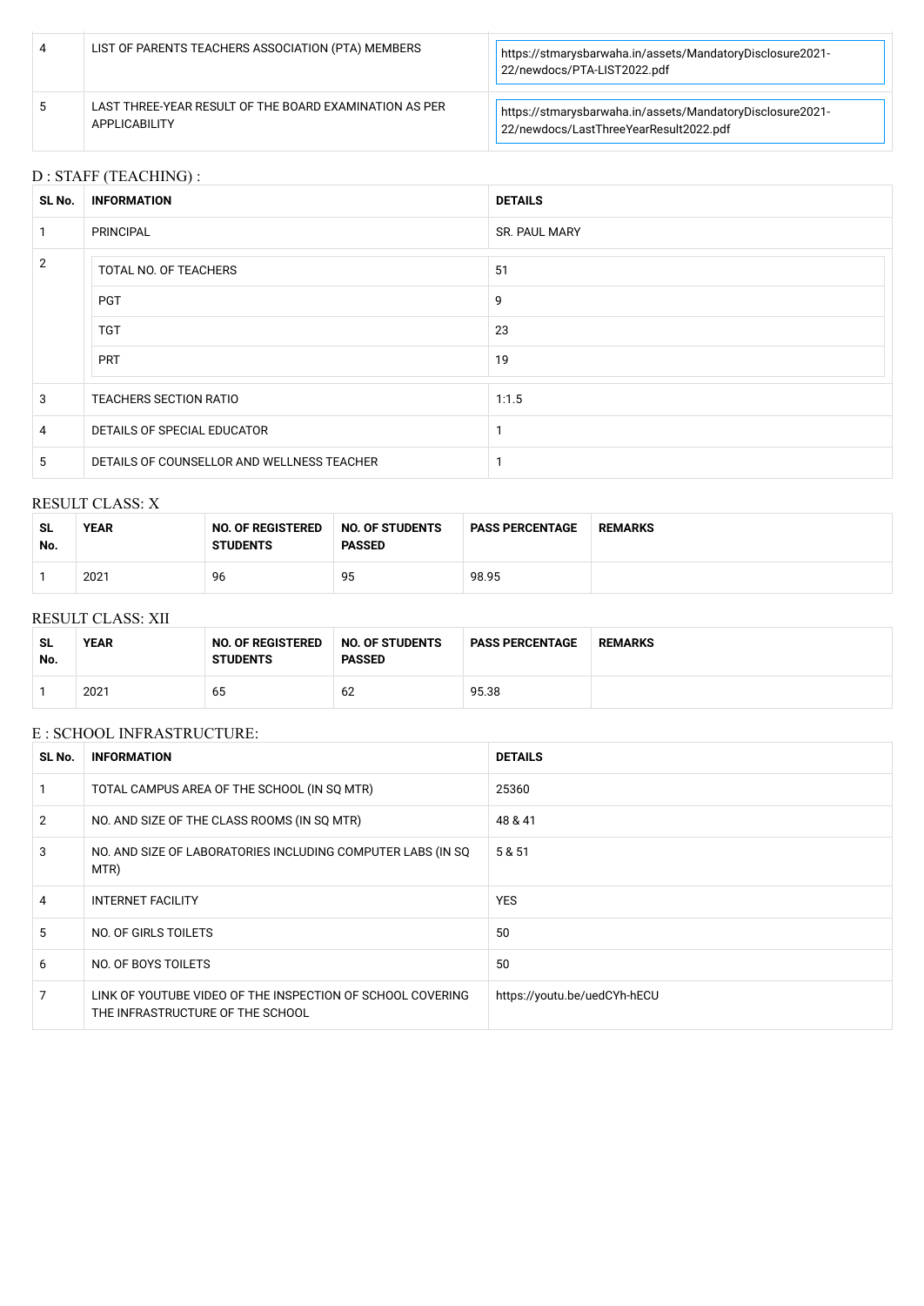| | | |
|---|---|---|
| 4 | LIST OF PARENTS TEACHERS ASSOCIATION (PTA) MEMBERS | https://stmarysbarwaha.in/assets/MandatoryDisclosure2021-22/newdocs/PTA-LIST2022.pdf |
| 5 | LAST THREE-YEAR RESULT OF THE BOARD EXAMINATION AS PER APPLICABILITY | https://stmarysbarwaha.in/assets/MandatoryDisclosure2021-22/newdocs/LastThreeYearResult2022.pdf |

## D : STAFF (TEACHING) :

| SL No. | INFORMATION | DETAILS |
|---|---|---|
| 1 | PRINCIPAL | SR. PAUL MARY |
| 2 | TOTAL NO. OF TEACHERS | 51 |
| | PGT | 9 |
| | TGT | 23 |
| | PRT | 19 |
| 3 | TEACHERS SECTION RATIO | 1:1.5 |
| 4 | DETAILS OF SPECIAL EDUCATOR | 1 |
| 5 | DETAILS OF COUNSELLOR AND WELLNESS TEACHER | 1 |

## RESULT CLASS: X

| SL No. | YEAR | NO. OF REGISTERED STUDENTS | NO. OF STUDENTS PASSED | PASS PERCENTAGE | REMARKS |
|---|---|---|---|---|---|
| 1 | 2021 | 96 | 95 | 98.95 | |

## RESULT CLASS: XII

| SL No. | YEAR | NO. OF REGISTERED STUDENTS | NO. OF STUDENTS PASSED | PASS PERCENTAGE | REMARKS |
|---|---|---|---|---|---|
| 1 | 2021 | 65 | 62 | 95.38 | |

## E : SCHOOL INFRASTRUCTURE:

| SL No. | INFORMATION | DETAILS |
|---|---|---|
| 1 | TOTAL CAMPUS AREA OF THE SCHOOL (IN SQ MTR) | 25360 |
| 2 | NO. AND SIZE OF THE CLASS ROOMS (IN SQ MTR) | 48 & 41 |
| 3 | NO. AND SIZE OF LABORATORIES INCLUDING COMPUTER LABS (IN SQ MTR) | 5 & 51 |
| 4 | INTERNET FACILITY | YES |
| 5 | NO. OF GIRLS TOILETS | 50 |
| 6 | NO. OF BOYS TOILETS | 50 |
| 7 | LINK OF YOUTUBE VIDEO OF THE INSPECTION OF SCHOOL COVERING THE INFRASTRUCTURE OF THE SCHOOL | https://youtu.be/uedCYh-hECU |